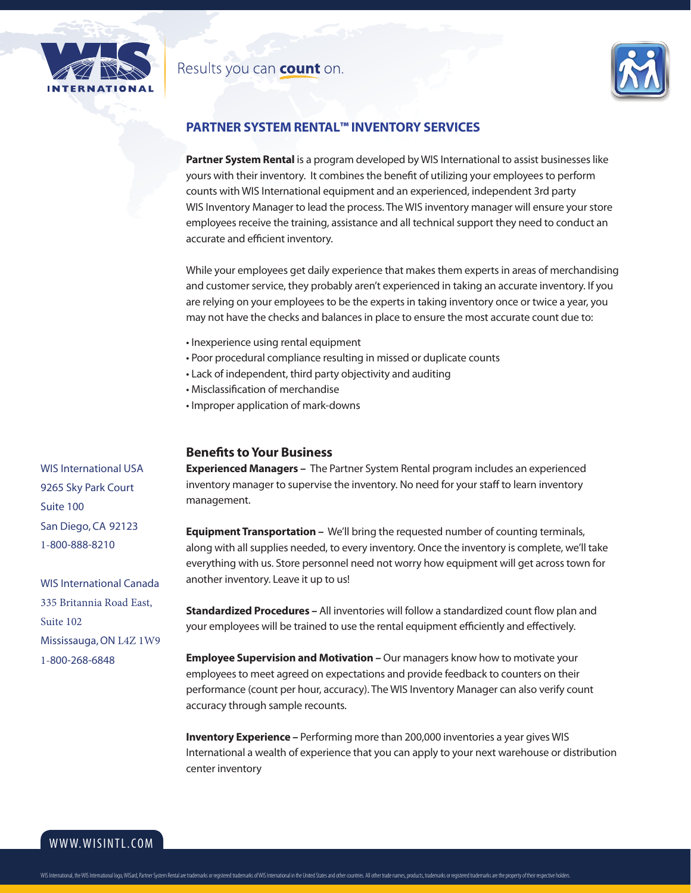WIS INTERNATIONAL

Results you can **count** on.

## PARTNER SYSTEM RENTAL™ INVENTORY SERVICES

**Partner System Rental** is a program developed by WIS International to assist businesses like yours with their inventory. It combines the benefit of utilizing your employees to perform counts with WIS International equipment and an experienced, independent 3rd party WIS Inventory Manager to lead the process. The WIS inventory manager will ensure your store employees receive the training, assistance and all technical support they need to conduct an accurate and efficient inventory.

While your employees get daily experience that makes them experts in areas of merchandising and customer service, they probably aren't experienced in taking an accurate inventory. If you are relying on your employees to be the experts in taking inventory once or twice a year, you may not have the checks and balances in place to ensure the most accurate count due to:

- Inexperience using rental equipment
- Poor procedural compliance resulting in missed or duplicate counts
- Lack of independent, third party objectivity and auditing
- Misclassification of merchandise
- Improper application of mark-downs

### Benefits to Your Business

**Experienced Managers –** The Partner System Rental program includes an experienced inventory manager to supervise the inventory. No need for your staff to learn inventory management.

**Equipment Transportation –** We'll bring the requested number of counting terminals, along with all supplies needed, to every inventory. Once the inventory is complete, we'll take everything with us. Store personnel need not worry how equipment will get across town for another inventory. Leave it up to us!

**Standardized Procedures –** All inventories will follow a standardized count flow plan and your employees will be trained to use the rental equipment efficiently and effectively.

**Employee Supervision and Motivation –** Our managers know how to motivate your employees to meet agreed on expectations and provide feedback to counters on their performance (count per hour, accuracy). The WIS Inventory Manager can also verify count accuracy through sample recounts.

**Inventory Experience –** Performing more than 200,000 inventories a year gives WIS International a wealth of experience that you can apply to your next warehouse or distribution center inventory

WIS International USA
9265 Sky Park Court
Suite 100
San Diego, CA 92123
1-800-888-8210

WIS International Canada
335 Britannia Road East,
Suite 102
Mississauga, ON L4Z 1W9
1-800-268-6848

WWW.WISINTL.COM

WIS International, the WIS International logo, WISard, Partner System Rental are trademarks or registered trademarks of WIS International in the United States and other countries. All other trade names, products, trademarks or registered trademarks are the property of their respective holders.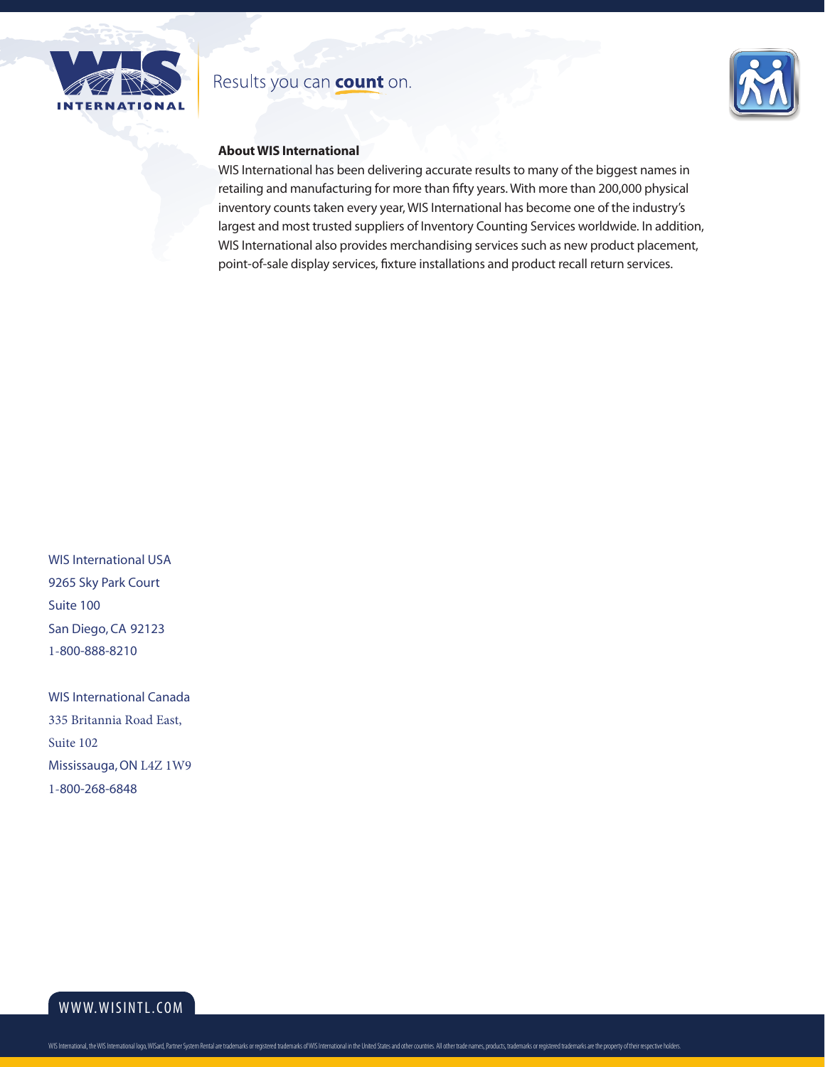Results you can **count** on.

**About WIS International**

WIS International has been delivering accurate results to many of the biggest names in retailing and manufacturing for more than fifty years. With more than 200,000 physical inventory counts taken every year, WIS International has become one of the industry's largest and most trusted suppliers of Inventory Counting Services worldwide. In addition, WIS International also provides merchandising services such as new product placement, point-of-sale display services, fixture installations and product recall return services.

WIS International USA
9265 Sky Park Court
Suite 100
San Diego, CA 92123
1-800-888-8210

WIS International Canada
335 Britannia Road East,
Suite 102
Mississauga, ON L4Z 1W9
1-800-268-6848

WWW.WISINTL.COM

WIS International, the WIS International logo, WISard, Partner System Rental are trademarks or registered trademarks of WIS International in the United States and other countries. All other trade names, products, trademarks or registered trademarks are the property of their respective holders.